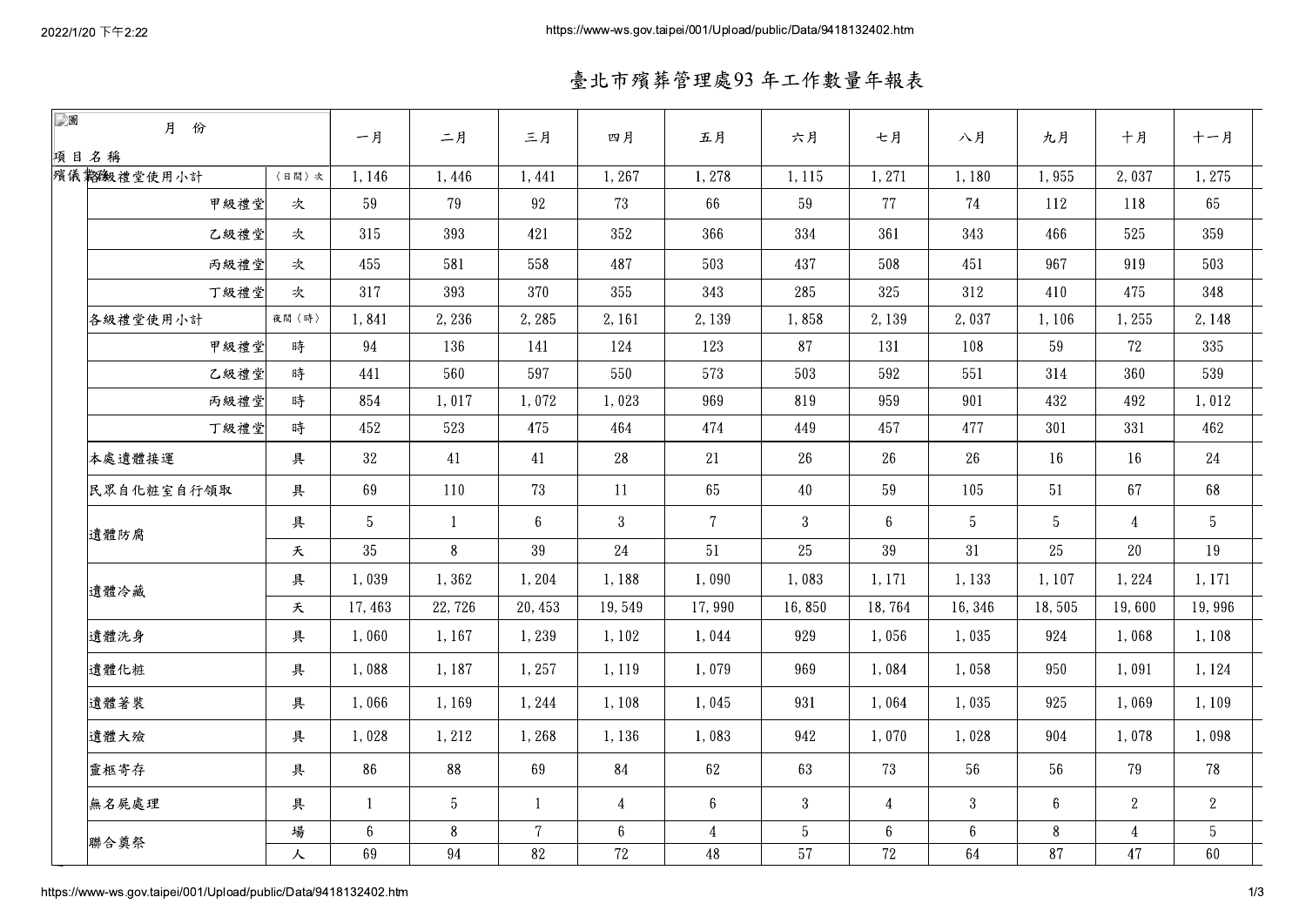# 臺北市殯葬管理處93 年工作數量年報表

| 項目名稱 | | 月份 | 一月 | 二月 | 三月 | 四月 | 五月 | 六月 | 七月 | 八月 | 九月 | 十月 | 十一月 |
|---|---|---|---|---|---|---|---|---|---|---|---|---|---|
| 殯儀業務 | 各級禮堂使用小計 | (日間)次 | 1,146 | 1,446 | 1,441 | 1,267 | 1,278 | 1,115 | 1,271 | 1,180 | 1,955 | 2,037 | 1,275 |
| | 甲級禮堂 | 次 | 59 | 79 | 92 | 73 | 66 | 59 | 77 | 74 | 112 | 118 | 65 |
| | 乙級禮堂 | 次 | 315 | 393 | 421 | 352 | 366 | 334 | 361 | 343 | 466 | 525 | 359 |
| | 丙級禮堂 | 次 | 455 | 581 | 558 | 487 | 503 | 437 | 508 | 451 | 967 | 919 | 503 |
| | 丁級禮堂 | 次 | 317 | 393 | 370 | 355 | 343 | 285 | 325 | 312 | 410 | 475 | 348 |
| | 各級禮堂使用小計 | 夜間(時) | 1,841 | 2,236 | 2,285 | 2,161 | 2,139 | 1,858 | 2,139 | 2,037 | 1,106 | 1,255 | 2,148 |
| | 甲級禮堂 | 時 | 94 | 136 | 141 | 124 | 123 | 87 | 131 | 108 | 59 | 72 | 335 |
| | 乙級禮堂 | 時 | 441 | 560 | 597 | 550 | 573 | 503 | 592 | 551 | 314 | 360 | 539 |
| | 丙級禮堂 | 時 | 854 | 1,017 | 1,072 | 1,023 | 969 | 819 | 959 | 901 | 432 | 492 | 1,012 |
| | 丁級禮堂 | 時 | 452 | 523 | 475 | 464 | 474 | 449 | 457 | 477 | 301 | 331 | 462 |
| | 本處遺體接運 | 具 | 32 | 41 | 41 | 28 | 21 | 26 | 26 | 26 | 16 | 16 | 24 |
| | 民眾自化粧室自行領取 | 具 | 69 | 110 | 73 | 11 | 65 | 40 | 59 | 105 | 51 | 67 | 68 |
| | 遺體防腐 | 具 | 5 | 1 | 6 | 3 | 7 | 3 | 6 | 5 | 5 | 4 | 5 |
| | | 天 | 35 | 8 | 39 | 24 | 51 | 25 | 39 | 31 | 25 | 20 | 19 |
| | 遺體冷藏 | 具 | 1,039 | 1,362 | 1,204 | 1,188 | 1,090 | 1,083 | 1,171 | 1,133 | 1,107 | 1,224 | 1,171 |
| | | 天 | 17,463 | 22,726 | 20,453 | 19,549 | 17,990 | 16,850 | 18,764 | 16,346 | 18,505 | 19,600 | 19,996 |
| | 遺體洗身 | 具 | 1,060 | 1,167 | 1,239 | 1,102 | 1,044 | 929 | 1,056 | 1,035 | 924 | 1,068 | 1,108 |
| | 遺體化粧 | 具 | 1,088 | 1,187 | 1,257 | 1,119 | 1,079 | 969 | 1,084 | 1,058 | 950 | 1,091 | 1,124 |
| | 遺體著裝 | 具 | 1,066 | 1,169 | 1,244 | 1,108 | 1,045 | 931 | 1,064 | 1,035 | 925 | 1,069 | 1,109 |
| | 遺體大殮 | 具 | 1,028 | 1,212 | 1,268 | 1,136 | 1,083 | 942 | 1,070 | 1,028 | 904 | 1,078 | 1,098 |
| | 靈柩寄存 | 具 | 86 | 88 | 69 | 84 | 62 | 63 | 73 | 56 | 56 | 79 | 78 |
| | 無名屍處理 | 具 | 1 | 5 | 1 | 4 | 6 | 3 | 4 | 3 | 6 | 2 | 2 |
| | 聯合奠祭 | 場 | 6 | 8 | 7 | 6 | 4 | 5 | 6 | 6 | 8 | 4 | 5 |
| | | 人 | 69 | 94 | 82 | 72 | 48 | 57 | 72 | 64 | 87 | 47 | 60 |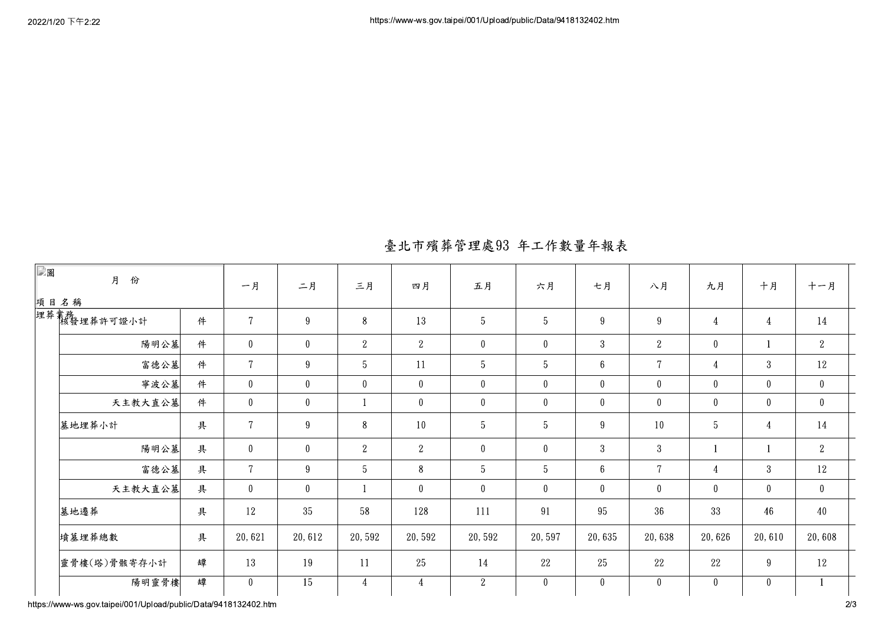# 臺北市殯葬管理處93 年工作數量年報表

| 項目名稱 \ 月份 | | | 一月 | 二月 | 三月 | 四月 | 五月 | 六月 | 七月 | 八月 | 九月 | 十月 | 十一月 |
|---|---|---|---|---|---|---|---|---|---|---|---|---|---|
| 埋葬業務 | 核發埋葬許可證小計 | 件 | 7 | 9 | 8 | 13 | 5 | 5 | 9 | 9 | 4 | 4 | 14 |
| | 陽明公墓 | 件 | 0 | 0 | 2 | 2 | 0 | 0 | 3 | 2 | 0 | 1 | 2 |
| | 富德公墓 | 件 | 7 | 9 | 5 | 11 | 5 | 5 | 6 | 7 | 4 | 3 | 12 |
| | 寧波公墓 | 件 | 0 | 0 | 0 | 0 | 0 | 0 | 0 | 0 | 0 | 0 | 0 |
| | 天主教大直公墓 | 件 | 0 | 0 | 1 | 0 | 0 | 0 | 0 | 0 | 0 | 0 | 0 |
| | 墓地埋葬小計 | 具 | 7 | 9 | 8 | 10 | 5 | 5 | 9 | 10 | 5 | 4 | 14 |
| | 陽明公墓 | 具 | 0 | 0 | 2 | 2 | 0 | 0 | 3 | 3 | 1 | 1 | 2 |
| | 富德公墓 | 具 | 7 | 9 | 5 | 8 | 5 | 5 | 6 | 7 | 4 | 3 | 12 |
| | 天主教大直公墓 | 具 | 0 | 0 | 1 | 0 | 0 | 0 | 0 | 0 | 0 | 0 | 0 |
| | 墓地遷葬 | 具 | 12 | 35 | 58 | 128 | 111 | 91 | 95 | 36 | 33 | 46 | 40 |
| | 墳墓埋葬總數 | 具 | 20,621 | 20,612 | 20,592 | 20,592 | 20,592 | 20,597 | 20,635 | 20,638 | 20,626 | 20,610 | 20,608 |
| | 靈骨樓(塔)骨骸寄存小計 | 罈 | 13 | 19 | 11 | 25 | 14 | 22 | 25 | 22 | 22 | 9 | 12 |
| | 陽明靈骨樓 | 罈 | 0 | 15 | 4 | 4 | 2 | 0 | 0 | 0 | 0 | 0 | 1 |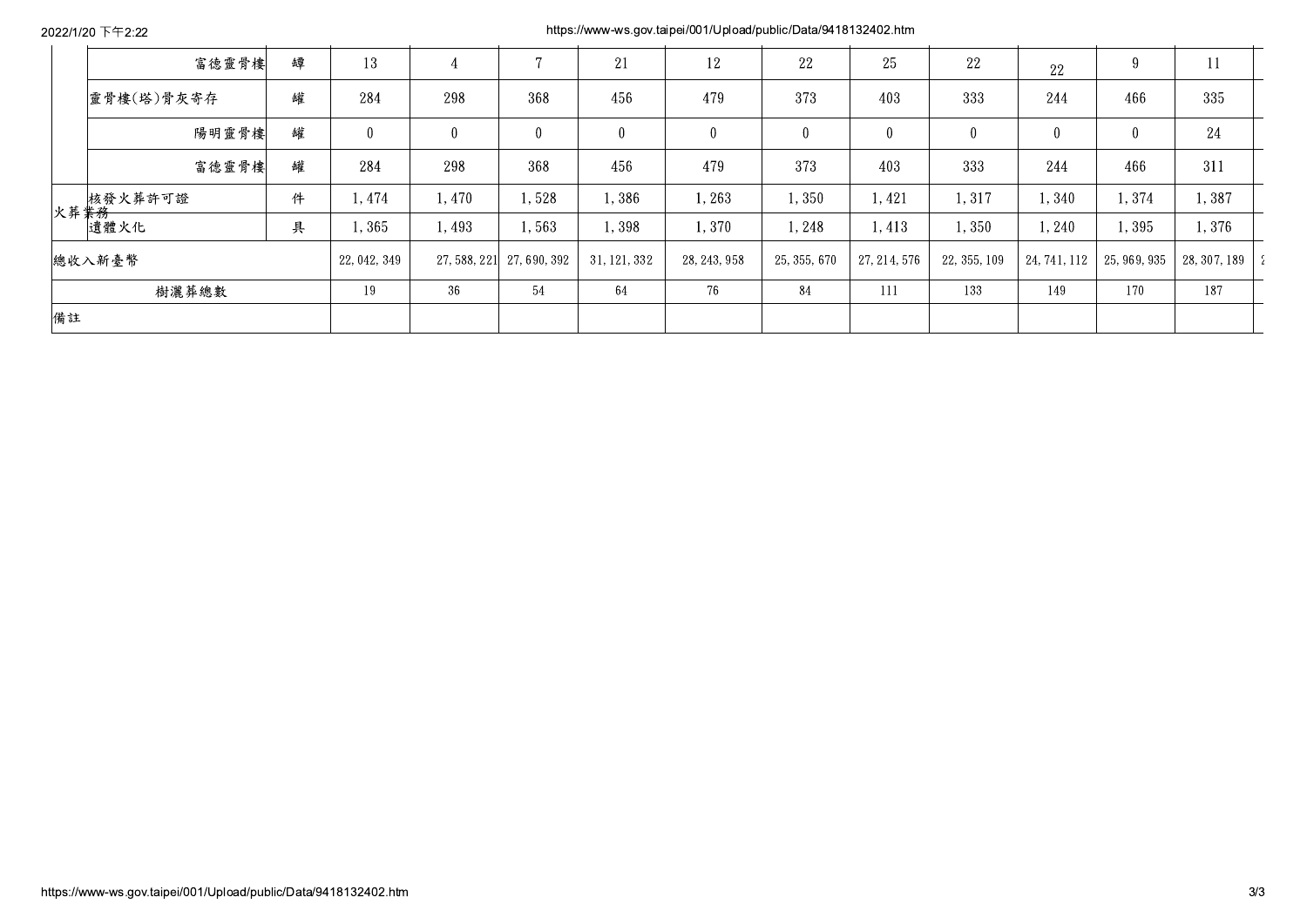| | | | | | | | | | | | | | | |
|---|---|---|---|---|---|---|---|---|---|---|---|---|---|---|
| | 富德靈骨樓 | 罈 | 13 | 4 | 7 | 21 | 12 | 22 | 25 | 22 | 22 | 9 | 11 | |
| | 靈骨樓(塔)骨灰寄存 | 罐 | 284 | 298 | 368 | 456 | 479 | 373 | 403 | 333 | 244 | 466 | 335 | |
| | 陽明靈骨樓 | 罐 | 0 | 0 | 0 | 0 | 0 | 0 | 0 | 0 | 0 | 0 | 24 | |
| | 富德靈骨樓 | 罐 | 284 | 298 | 368 | 456 | 479 | 373 | 403 | 333 | 244 | 466 | 311 | |
| 火葬業務 | 核發火葬許可證 | 件 | 1,474 | 1,470 | 1,528 | 1,386 | 1,263 | 1,350 | 1,421 | 1,317 | 1,340 | 1,374 | 1,387 | |
| | 遺體火化 | 具 | 1,365 | 1,493 | 1,563 | 1,398 | 1,370 | 1,248 | 1,413 | 1,350 | 1,240 | 1,395 | 1,376 | |
| 總收入新臺幣 | | | 22,042,349 | 27,588,221 | 27,690,392 | 31,121,332 | 28,243,958 | 25,355,670 | 27,214,576 | 22,355,109 | 24,741,112 | 25,969,935 | 28,307,189 | 2 |
| 樹灑葬總數 | | | 19 | 36 | 54 | 64 | 76 | 84 | 111 | 133 | 149 | 170 | 187 | |
| 備註 | | | | | | | | | | | | | | |